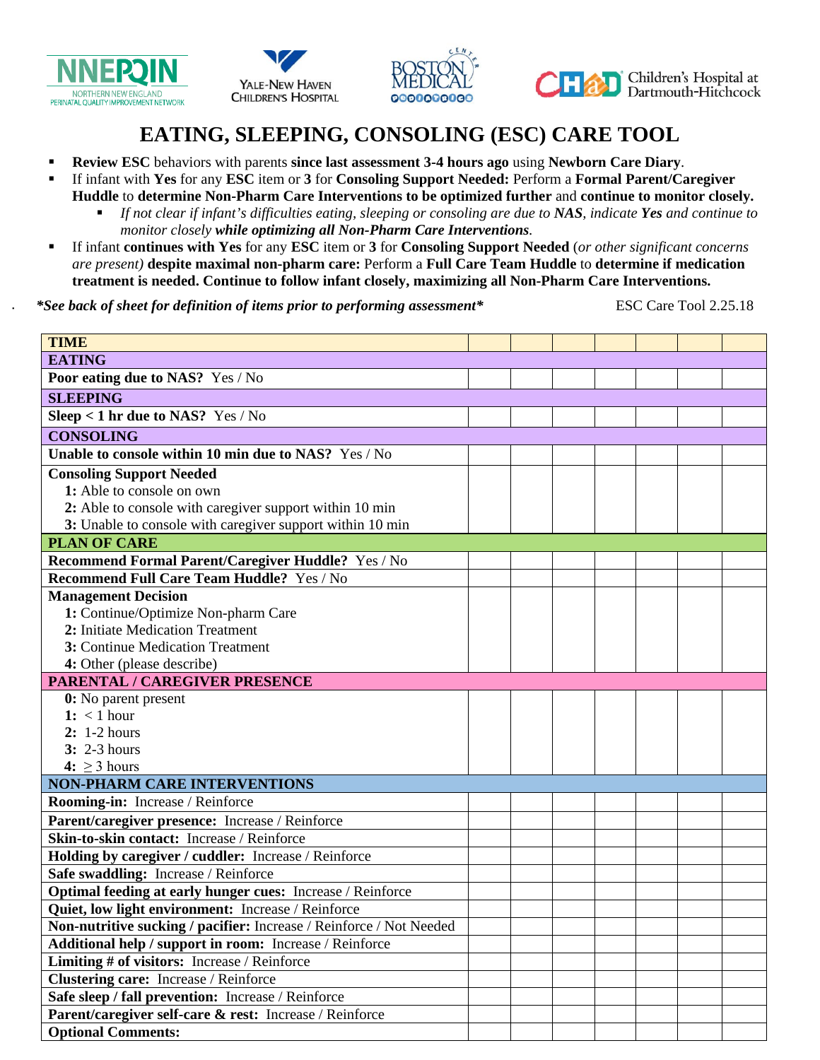NNEPQIN — NORTHERN NEW ENGLAND PERINATAL QUALITY IMPROVEMENT NETWORK | YALE-NEW HAVEN CHILDREN'S HOSPITAL | BOSTON MEDICAL CENTER | CHaD Children's Hospital at Dartmouth-Hitchcock

# EATING, SLEEPING, CONSOLING (ESC) CARE TOOL

- **Review ESC** behaviors with parents **since last assessment 3-4 hours ago** using **Newborn Care Diary**.
- If infant with **Yes** for any **ESC** item or **3** for **Consoling Support Needed:** Perform a **Formal Parent/Caregiver Huddle** to **determine Non-Pharm Care Interventions to be optimized further** and **continue to monitor closely.**
  - *If not clear if infant's difficulties eating, sleeping or consoling are due to **NAS**, indicate **Yes** and continue to monitor closely **while optimizing all Non-Pharm Care Interventions**.*
- If infant **continues with Yes** for any **ESC** item or **3** for **Consoling Support Needed** (*or other significant concerns are present)* **despite maximal non-pharm care:** Perform a **Full Care Team Huddle** to **determine if medication treatment is needed. Continue to follow infant closely, maximizing all Non-Pharm Care Interventions.**

***See back of sheet for definition of items prior to performing assessment*** ESC Care Tool 2.25.18

| **TIME** | | | | | | | |
|---|---|---|---|---|---|---|---|
| **EATING** | | | | | | | |
| **Poor eating due to NAS?** Yes / No | | | | | | | |
| **SLEEPING** | | | | | | | |
| **Sleep < 1 hr due to NAS?** Yes / No | | | | | | | |
| **CONSOLING** | | | | | | | |
| **Unable to console within 10 min due to NAS?** Yes / No | | | | | | | |
| **Consoling Support Needed**<br>**1:** Able to console on own<br>**2:** Able to console with caregiver support within 10 min<br>**3:** Unable to console with caregiver support within 10 min | | | | | | | |
| **PLAN OF CARE** | | | | | | | |
| **Recommend Formal Parent/Caregiver Huddle?** Yes / No | | | | | | | |
| **Recommend Full Care Team Huddle?** Yes / No | | | | | | | |
| **Management Decision**<br>**1:** Continue/Optimize Non-pharm Care<br>**2:** Initiate Medication Treatment<br>**3:** Continue Medication Treatment<br>**4:** Other (please describe) | | | | | | | |
| **PARENTAL / CAREGIVER PRESENCE** | | | | | | | |
| **0:** No parent present<br>**1:** < 1 hour<br>**2:** 1-2 hours<br>**3:** 2-3 hours<br>**4:** $\geq$ 3 hours | | | | | | | |
| **NON-PHARM CARE INTERVENTIONS** | | | | | | | |
| **Rooming-in:** Increase / Reinforce | | | | | | | |
| **Parent/caregiver presence:** Increase / Reinforce | | | | | | | |
| **Skin-to-skin contact:** Increase / Reinforce | | | | | | | |
| **Holding by caregiver / cuddler:** Increase / Reinforce | | | | | | | |
| **Safe swaddling:** Increase / Reinforce | | | | | | | |
| **Optimal feeding at early hunger cues:** Increase / Reinforce | | | | | | | |
| **Quiet, low light environment:** Increase / Reinforce | | | | | | | |
| **Non-nutritive sucking / pacifier:** Increase / Reinforce / Not Needed | | | | | | | |
| **Additional help / support in room:** Increase / Reinforce | | | | | | | |
| **Limiting # of visitors:** Increase / Reinforce | | | | | | | |
| **Clustering care:** Increase / Reinforce | | | | | | | |
| **Safe sleep / fall prevention:** Increase / Reinforce | | | | | | | |
| **Parent/caregiver self-care & rest:** Increase / Reinforce | | | | | | | |
| **Optional Comments:** | | | | | | | |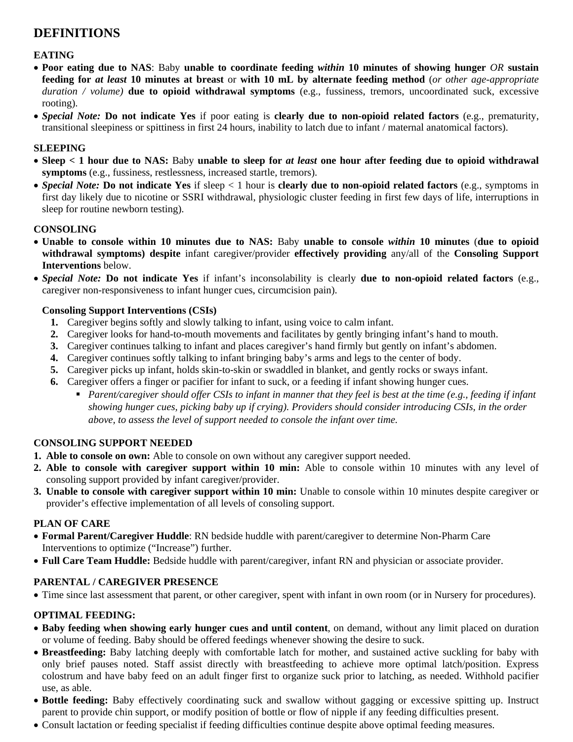# DEFINITIONS

## EATING

- **Poor eating due to NAS**: Baby **unable to coordinate feeding *within* 10 minutes of showing hunger** *OR* **sustain feeding for *at least* 10 minutes at breast** or **with 10 mL by alternate feeding method** (*or other age-appropriate duration / volume)* **due to opioid withdrawal symptoms** (e.g., fussiness, tremors, uncoordinated suck, excessive rooting).
- ***Special Note:*** **Do not indicate Yes** if poor eating is **clearly due to non-opioid related factors** (e.g., prematurity, transitional sleepiness or spittiness in first 24 hours, inability to latch due to infant / maternal anatomical factors).

## SLEEPING

- **Sleep < 1 hour due to NAS:** Baby **unable to sleep for *at least* one hour after feeding due to opioid withdrawal symptoms** (e.g., fussiness, restlessness, increased startle, tremors).
- ***Special Note:*** **Do not indicate Yes** if sleep < 1 hour is **clearly due to non-opioid related factors** (e.g., symptoms in first day likely due to nicotine or SSRI withdrawal, physiologic cluster feeding in first few days of life, interruptions in sleep for routine newborn testing).

## CONSOLING

- **Unable to console within 10 minutes due to NAS:** Baby **unable to console *within* 10 minutes** (**due to opioid withdrawal symptoms) despite** infant caregiver/provider **effectively providing** any/all of the **Consoling Support Interventions** below.
- ***Special Note:*** **Do not indicate Yes** if infant's inconsolability is clearly **due to non-opioid related factors** (e.g., caregiver non-responsiveness to infant hunger cues, circumcision pain).

**Consoling Support Interventions (CSIs)**

1. Caregiver begins softly and slowly talking to infant, using voice to calm infant.
2. Caregiver looks for hand-to-mouth movements and facilitates by gently bringing infant's hand to mouth.
3. Caregiver continues talking to infant and places caregiver's hand firmly but gently on infant's abdomen.
4. Caregiver continues softly talking to infant bringing baby's arms and legs to the center of body.
5. Caregiver picks up infant, holds skin-to-skin or swaddled in blanket, and gently rocks or sways infant.
6. Caregiver offers a finger or pacifier for infant to suck, or a feeding if infant showing hunger cues.
   - *Parent/caregiver should offer CSIs to infant in manner that they feel is best at the time (e.g., feeding if infant showing hunger cues, picking baby up if crying). Providers should consider introducing CSIs, in the order above, to assess the level of support needed to console the infant over time.*

## CONSOLING SUPPORT NEEDED

1. **Able to console on own:** Able to console on own without any caregiver support needed.
2. **Able to console with caregiver support within 10 min:** Able to console within 10 minutes with any level of consoling support provided by infant caregiver/provider.
3. **Unable to console with caregiver support within 10 min:** Unable to console within 10 minutes despite caregiver or provider's effective implementation of all levels of consoling support.

## PLAN OF CARE

- **Formal Parent/Caregiver Huddle**: RN bedside huddle with parent/caregiver to determine Non-Pharm Care Interventions to optimize ("Increase") further.
- **Full Care Team Huddle:** Bedside huddle with parent/caregiver, infant RN and physician or associate provider.

## PARENTAL / CAREGIVER PRESENCE

- Time since last assessment that parent, or other caregiver, spent with infant in own room (or in Nursery for procedures).

## OPTIMAL FEEDING:

- **Baby feeding when showing early hunger cues and until content**, on demand, without any limit placed on duration or volume of feeding. Baby should be offered feedings whenever showing the desire to suck.
- **Breastfeeding:** Baby latching deeply with comfortable latch for mother, and sustained active suckling for baby with only brief pauses noted. Staff assist directly with breastfeeding to achieve more optimal latch/position. Express colostrum and have baby feed on an adult finger first to organize suck prior to latching, as needed. Withhold pacifier use, as able.
- **Bottle feeding:** Baby effectively coordinating suck and swallow without gagging or excessive spitting up. Instruct parent to provide chin support, or modify position of bottle or flow of nipple if any feeding difficulties present.
- Consult lactation or feeding specialist if feeding difficulties continue despite above optimal feeding measures.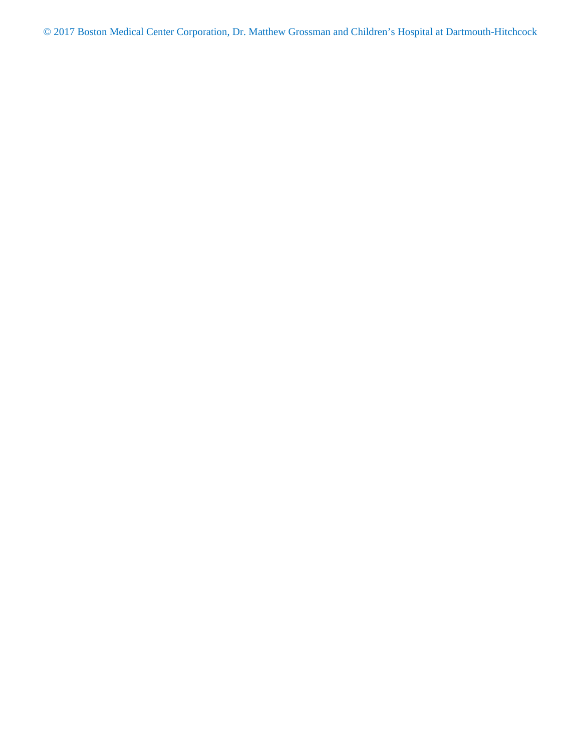© 2017 Boston Medical Center Corporation, Dr. Matthew Grossman and Children's Hospital at Dartmouth-Hitchcock